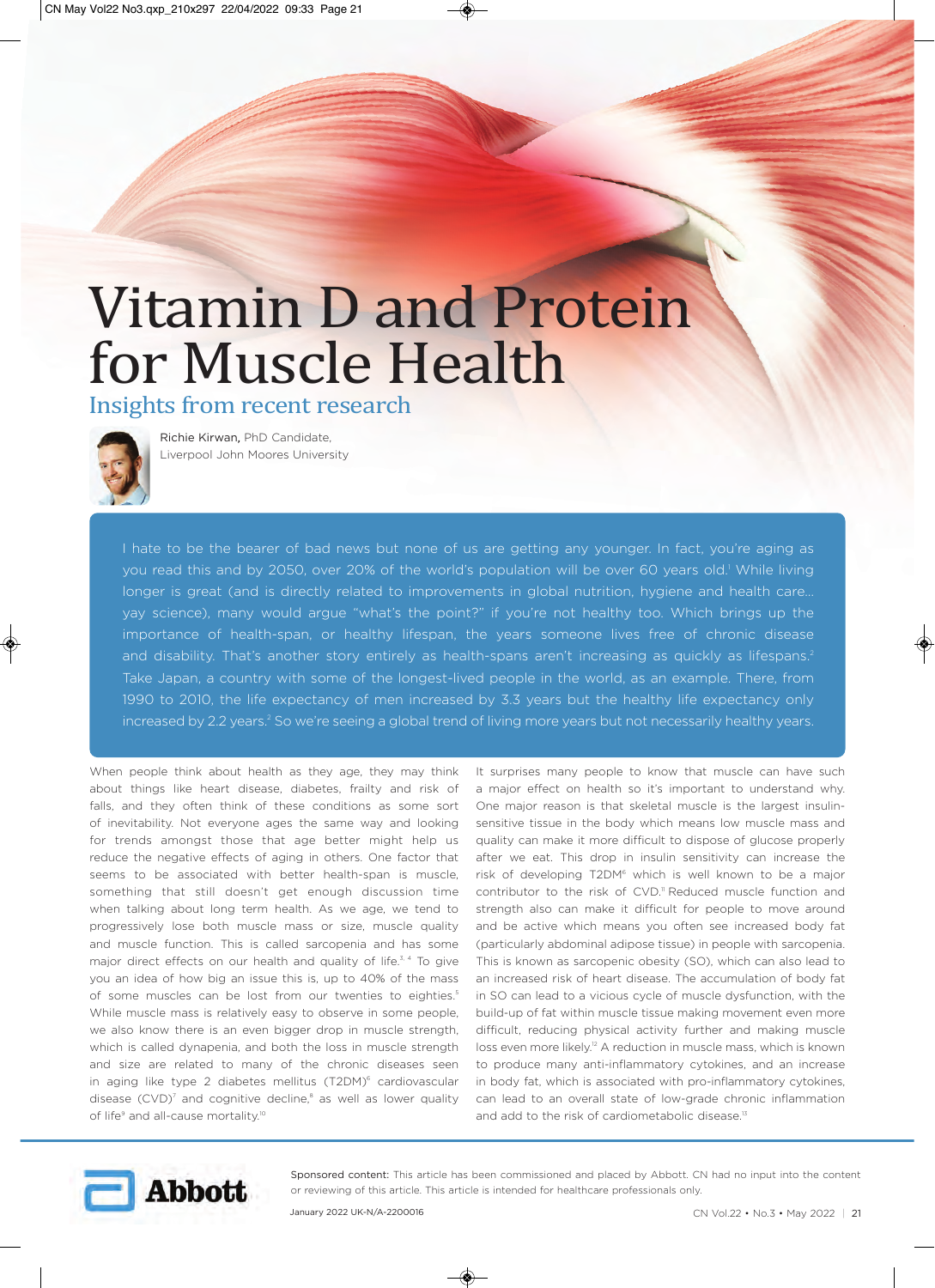# Vitamin D and Protein for Muscle Health

## Insights from recent research

Richie Kirwan, PhD Candidate,
Liverpool John Moores University

I hate to be the bearer of bad news but none of us are getting any younger. In fact, you're aging as you read this and by 2050, over 20% of the world's population will be over 60 years old.[1] While living longer is great (and is directly related to improvements in global nutrition, hygiene and health care... yay science), many would argue "what's the point?" if you're not healthy too. Which brings up the importance of health-span, or healthy lifespan, the years someone lives free of chronic disease and disability. That's another story entirely as health-spans aren't increasing as quickly as lifespans.[2] Take Japan, a country with some of the longest-lived people in the world, as an example. There, from 1990 to 2010, the life expectancy of men increased by 3.3 years but the healthy life expectancy only increased by 2.2 years.[2] So we're seeing a global trend of living more years but not necessarily healthy years.

When people think about health as they age, they may think about things like heart disease, diabetes, frailty and risk of falls, and they often think of these conditions as some sort of inevitability. Not everyone ages the same way and looking for trends amongst those that age better might help us reduce the negative effects of aging in others. One factor that seems to be associated with better health-span is muscle, something that still doesn't get enough discussion time when talking about long term health. As we age, we tend to progressively lose both muscle mass or size, muscle quality and muscle function. This is called sarcopenia and has some major direct effects on our health and quality of life.[3,4] To give you an idea of how big an issue this is, up to 40% of the mass of some muscles can be lost from our twenties to eighties.[5] While muscle mass is relatively easy to observe in some people, we also know there is an even bigger drop in muscle strength, which is called dynapenia, and both the loss in muscle strength and size are related to many of the chronic diseases seen in aging like type 2 diabetes mellitus (T2DM)[6] cardiovascular disease (CVD)[7] and cognitive decline,[8] as well as lower quality of life[9] and all-cause mortality.[10]

It surprises many people to know that muscle can have such a major effect on health so it's important to understand why. One major reason is that skeletal muscle is the largest insulin-sensitive tissue in the body which means low muscle mass and quality can make it more difficult to dispose of glucose properly after we eat. This drop in insulin sensitivity can increase the risk of developing T2DM[6] which is well known to be a major contributor to the risk of CVD.[11] Reduced muscle function and strength also can make it difficult for people to move around and be active which means you often see increased body fat (particularly abdominal adipose tissue) in people with sarcopenia. This is known as sarcopenic obesity (SO), which can also lead to an increased risk of heart disease. The accumulation of body fat in SO can lead to a vicious cycle of muscle dysfunction, with the build-up of fat within muscle tissue making movement even more difficult, reducing physical activity further and making muscle loss even more likely.[12] A reduction in muscle mass, which is known to produce many anti-inflammatory cytokines, and an increase in body fat, which is associated with pro-inflammatory cytokines, can lead to an overall state of low-grade chronic inflammation and add to the risk of cardiometabolic disease.[13]

Abbott

Sponsored content: This article has been commissioned and placed by Abbott. CN had no input into the content or reviewing of this article. This article is intended for healthcare professionals only.

January 2022 UK-N/A-2200016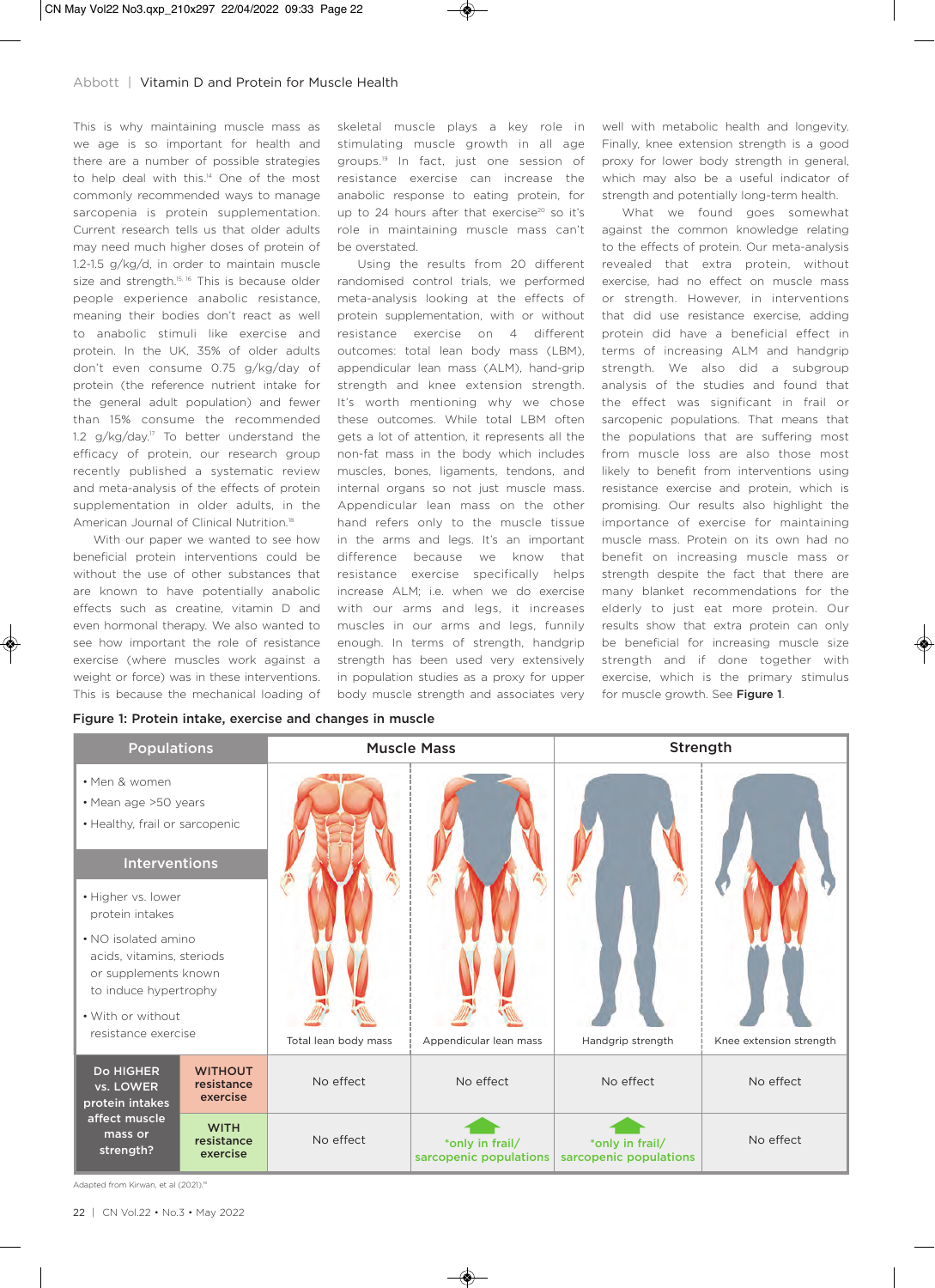This is why maintaining muscle mass as we age is so important for health and there are a number of possible strategies to help deal with this.[14] One of the most commonly recommended ways to manage sarcopenia is protein supplementation. Current research tells us that older adults may need much higher doses of protein of 1.2-1.5 g/kg/d, in order to maintain muscle size and strength.[15, 16] This is because older people experience anabolic resistance, meaning their bodies don't react as well to anabolic stimuli like exercise and protein. In the UK, 35% of older adults don't even consume 0.75 g/kg/day of protein (the reference nutrient intake for the general adult population) and fewer than 15% consume the recommended 1.2 g/kg/day.[17] To better understand the efficacy of protein, our research group recently published a systematic review and meta-analysis of the effects of protein supplementation in older adults, in the American Journal of Clinical Nutrition.[18]

With our paper we wanted to see how beneficial protein interventions could be without the use of other substances that are known to have potentially anabolic effects such as creatine, vitamin D and even hormonal therapy. We also wanted to see how important the role of resistance exercise (where muscles work against a weight or force) was in these interventions. This is because the mechanical loading of skeletal muscle plays a key role in stimulating muscle growth in all age groups.[19] In fact, just one session of resistance exercise can increase the anabolic response to eating protein, for up to 24 hours after that exercise[20] so it's role in maintaining muscle mass can't be overstated.

Using the results from 20 different randomised control trials, we performed meta-analysis looking at the effects of protein supplementation, with or without resistance exercise on 4 different outcomes: total lean body mass (LBM), appendicular lean mass (ALM), hand-grip strength and knee extension strength. It's worth mentioning why we chose these outcomes. While total LBM often gets a lot of attention, it represents all the non-fat mass in the body which includes muscles, bones, ligaments, tendons, and internal organs so not just muscle mass. Appendicular lean mass on the other hand refers only to the muscle tissue in the arms and legs. It's an important difference because we know that resistance exercise specifically helps increase ALM; i.e. when we do exercise with our arms and legs, it increases muscles in our arms and legs, funnily enough. In terms of strength, handgrip strength has been used very extensively in population studies as a proxy for upper body muscle strength and associates very well with metabolic health and longevity. Finally, knee extension strength is a good proxy for lower body strength in general, which may also be a useful indicator of strength and potentially long-term health.

What we found goes somewhat against the common knowledge relating to the effects of protein. Our meta-analysis revealed that extra protein, without exercise, had no effect on muscle mass or strength. However, in interventions that did use resistance exercise, adding protein did have a beneficial effect in terms of increasing ALM and handgrip strength. We also did a subgroup analysis of the studies and found that the effect was significant in frail or sarcopenic populations. That means that the populations that are suffering most from muscle loss are also those most likely to benefit from interventions using resistance exercise and protein, which is promising. Our results also highlight the importance of exercise for maintaining muscle mass. Protein on its own had no benefit on increasing muscle mass or strength despite the fact that there are many blanket recommendations for the elderly to just eat more protein. Our results show that extra protein can only be beneficial for increasing muscle size strength and if done together with exercise, which is the primary stimulus for muscle growth. See **Figure 1**.

**Figure 1: Protein intake, exercise and changes in muscle**

**Populations**
- Men & women
- Mean age >50 years
- Healthy, frail or sarcopenic

**Interventions**
- Higher vs. lower protein intakes
- NO isolated amino acids, vitamins, steriods or supplements known to induce hypertrophy
- With or without resistance exercise

| Do HIGHER vs. LOWER protein intakes affect muscle mass or strength? | Muscle Mass: Total lean body mass | Muscle Mass: Appendicular lean mass | Strength: Handgrip strength | Strength: Knee extension strength |
|---|---|---|---|---|
| WITHOUT resistance exercise | No effect | No effect | No effect | No effect |
| WITH resistance exercise | No effect | ↑ *only in frail/ sarcopenic populations | ↑ *only in frail/ sarcopenic populations | No effect |

Adapted from Kirwan, et al (2021).[18]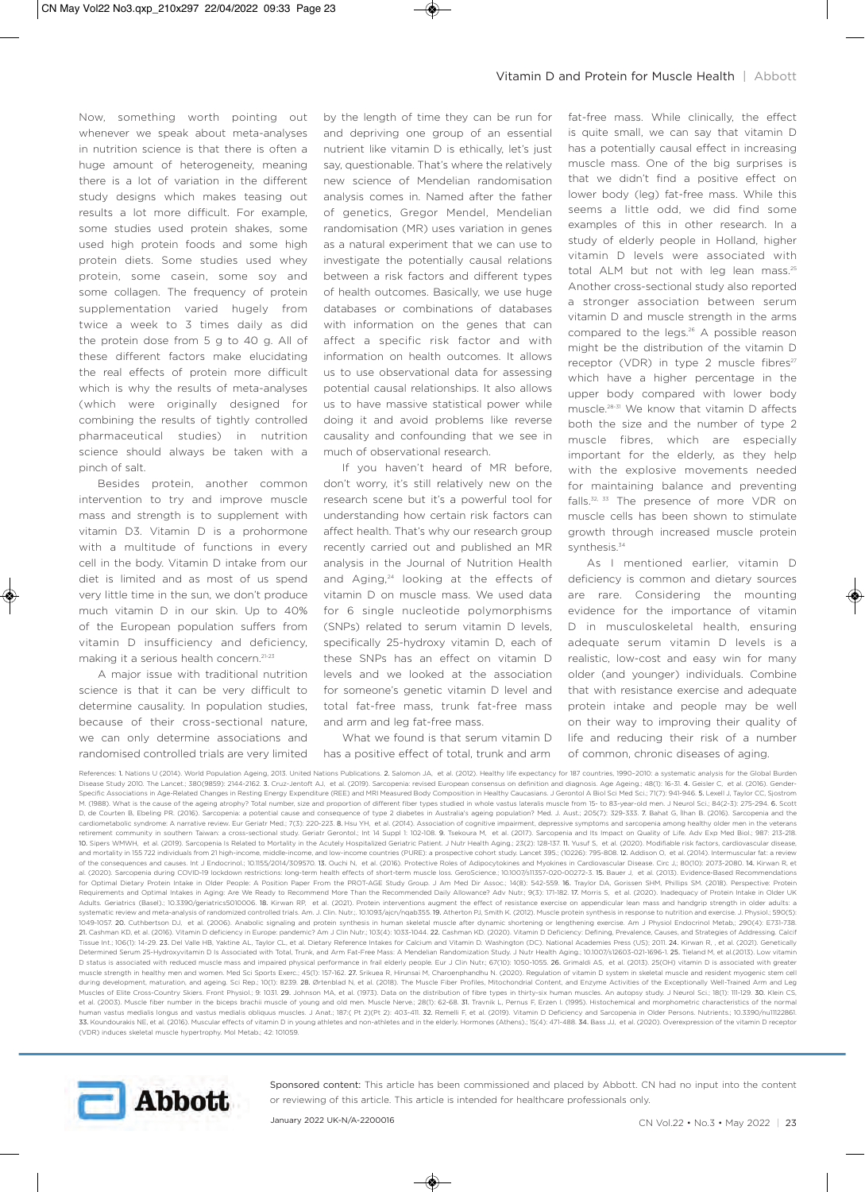Now, something worth pointing out whenever we speak about meta-analyses in nutrition science is that there is often a huge amount of heterogeneity, meaning there is a lot of variation in the different study designs which makes teasing out results a lot more difficult. For example, some studies used protein shakes, some used high protein foods and some high protein diets. Some studies used whey protein, some casein, some soy and some collagen. The frequency of protein supplementation varied hugely from twice a week to 3 times daily as did the protein dose from 5 g to 40 g. All of these different factors make elucidating the real effects of protein more difficult which is why the results of meta-analyses (which were originally designed for combining the results of tightly controlled pharmaceutical studies) in nutrition science should always be taken with a pinch of salt.

Besides protein, another common intervention to try and improve muscle mass and strength is to supplement with vitamin D3. Vitamin D is a prohormone with a multitude of functions in every cell in the body. Vitamin D intake from our diet is limited and as most of us spend very little time in the sun, we don't produce much vitamin D in our skin. Up to 40% of the European population suffers from vitamin D insufficiency and deficiency, making it a serious health concern.[21-23]

A major issue with traditional nutrition science is that it can be very difficult to determine causality. In population studies, because of their cross-sectional nature, we can only determine associations and randomised controlled trials are very limited by the length of time they can be run for and depriving one group of an essential nutrient like vitamin D is ethically, let's just say, questionable. That's where the relatively new science of Mendelian randomisation analysis comes in. Named after the father of genetics, Gregor Mendel, Mendelian randomisation (MR) uses variation in genes as a natural experiment that we can use to investigate the potentially causal relations between a risk factors and different types of health outcomes. Basically, we use huge databases or combinations of databases with information on the genes that can affect a specific risk factor and with information on health outcomes. It allows us to use observational data for assessing potential causal relationships. It also allows us to have massive statistical power while doing it and avoid problems like reverse causality and confounding that we see in much of observational research.

If you haven't heard of MR before, don't worry, it's still relatively new on the research scene but it's a powerful tool for understanding how certain risk factors can affect health. That's why our research group recently carried out and published an MR analysis in the Journal of Nutrition Health and Aging,[24] looking at the effects of vitamin D on muscle mass. We used data for 6 single nucleotide polymorphisms (SNPs) related to serum vitamin D levels, specifically 25-hyroxy vitamin D, each of these SNPs has an effect on vitamin D levels and we looked at the association for someone's genetic vitamin D level and total fat-free mass, trunk fat-free mass and arm and leg fat-free mass.

What we found is that serum vitamin D has a positive effect of total, trunk and arm fat-free mass. While clinically, the effect is quite small, we can say that vitamin D has a potentially causal effect in increasing muscle mass. One of the big surprises is that we didn't find a positive effect on lower body (leg) fat-free mass. While this seems a little odd, we did find some examples of this in other research. In a study of elderly people in Holland, higher vitamin D levels were associated with total ALM but not with leg lean mass.[25] Another cross-sectional study also reported a stronger association between serum vitamin D and muscle strength in the arms compared to the legs.[26] A possible reason might be the distribution of the vitamin D receptor (VDR) in type 2 muscle fibres[27] which have a higher percentage in the upper body compared with lower body muscle.[28-31] We know that vitamin D affects both the size and the number of type 2 muscle fibres, which are especially important for the elderly, as they help with the explosive movements needed for maintaining balance and preventing falls.[32, 33] The presence of more VDR on muscle cells has been shown to stimulate growth through increased muscle protein synthesis.[34]

As I mentioned earlier, vitamin D deficiency is common and dietary sources are rare. Considering the mounting evidence for the importance of vitamin D in musculoskeletal health, ensuring adequate serum vitamin D levels is a realistic, low-cost and easy win for many older (and younger) individuals. Combine that with resistance exercise and adequate protein intake and people may be well on their way to improving their quality of life and reducing their risk of a number of common, chronic diseases of aging.

References: 1. Nations U (2014). World Population Ageing, 2013. United Nations Publications. 2. Salomon JA, et al. (2012). Healthy life expectancy for 187 countries, 1990–2010: a systematic analysis for the Global Burden Disease Study 2010. The Lancet.; 380(9859): 2144-2162. 3. Cruz-Jentoft AJ, et al. (2019). Sarcopenia: revised European consensus on definition and diagnosis. Age Ageing.; 48(1): 16-31. 4. Geisler C, et al. (2016). Gender-Specific Associations in Age-Related Changes in Resting Energy Expenditure (REE) and MRI Measured Body Composition in Healthy Caucasians. J Gerontol A Biol Sci Med Sci.; 71(7): 941-946. 5. Lexell J, Taylor CC, Sjostrom M. (1988). What is the cause of the ageing atrophy? Total number, size and proportion of different fiber types studied in whole vastus lateralis muscle from 15- to 83-year-old men. J Neurol Sci.; 84(2-3): 275-294. 6. Scott D, de Courten B, Ebeling PR. (2016). Sarcopenia: a potential cause and consequence of type 2 diabetes in Australia's ageing population? Med. J. Aust.; 205(7): 329-333. 7. Bahat G, İlhan B. (2016). Sarcopenia and the cardiometabolic syndrome: A narrative review. Eur Geriatr Med.; 7(3): 220-223. 8. Hsu YH, et al. (2014). Association of cognitive impairment, depressive symptoms and sarcopenia among healthy older men in the veterans retirement community in southern Taiwan: a cross-sectional study. Geriatr Gerontol.; Int 14 Suppl 1: 102-108. 9. Tsekoura M, et al. (2017). Sarcopenia and Its Impact on Quality of Life. Adv Exp Med Biol.; 987: 213-218. 10. Sipers WMWH, et al. (2019). Sarcopenia Is Related to Mortality in the Acutely Hospitalized Geriatric Patient. J Nutr Health Aging.; 23(2): 128-137. 11. Yusuf S, et al. (2020). Modifiable risk factors, cardiovascular disease, and mortality in 155 722 individuals from 21 high-income, middle-income, and low-income countries (PURE): a prospective cohort study. Lancet 395.; (10226): 795-808. 12. Addison O, et al. (2014). Intermuscular fat: a review of the consequences and causes. Int J Endocrinol.; 10.1155/2014/309570. 13. Ouchi N, et al. (2016). Protective Roles of Adipocytokines and Myokines in Cardiovascular Disease. Circ J.; 80(10): 2073-2080. 14. Kirwan R, et al. (2020). Sarcopenia during COVID-19 lockdown restrictions: long-term health effects of short-term muscle loss. GeroScience.; 10.1007/s11357-020-00272-3. 15. Bauer J, et al. (2013). Evidence-Based Recommendations for Optimal Dietary Protein Intake in Older People: A Position Paper From the PROT-AGE Study Group. J Am Med Dir Assoc.; 14(8): 542-559. 16. Traylor DA, Gorissen SHM, Phillips SM. (2018). Perspective: Protein Requirements and Optimal Intakes in Aging: Are We Ready to Recommend More Than the Recommended Daily Allowance? Adv Nutr.; 9(3): 171-182. 17. Morris S, et al. (2020). Inadequacy of Protein Intake in Older UK Adults. Geriatrics (Basel).; 10.3390/geriatrics5010006. 18. Kirwan RP, et al. (2021). Protein interventions augment the effect of resistance exercise on appendicular lean mass and handgrip strength in older adults: a systematic review and meta-analysis of randomized controlled trials. Am. J. Clin. Nutr.; 10.1093/ajcn/nqab355. 19. Atherton PJ, Smith K. (2012). Muscle protein synthesis in response to nutrition and exercise. J. Physiol.; 590(5): 1049-1057. 20. Cuthbertson DJ, et al. (2006). Anabolic signaling and protein synthesis in human skeletal muscle after dynamic shortening or lengthening exercise. Am J Physiol Endocrinol Metab.; 290(4): E731-738. 21. Cashman KD, et al. (2016). Vitamin D deficiency in Europe: pandemic? Am J Clin Nutr.; 103(4): 1033-1044. 22. Cashman KD. (2020). Vitamin D Deficiency: Defining, Prevalence, Causes, and Strategies of Addressing. Calcif Tissue Int.; 106(1): 14-29. 23. Del Valle HB, Yaktine AL, Taylor CL, et al. Dietary Reference Intakes for Calcium and Vitamin D. Washington (DC). National Academies Press (US); 2011. 24. Kirwan R, et al. (2021). Genetically Determined Serum 25-Hydroxyvitamin D Is Associated with Total, Trunk, and Arm Fat-Free Mass: A Mendelian Randomization Study. J Nutr Health Aging.; 10.1007/s12603-021-1696-1. 25. Tieland M, et al.(2013). Low vitamin D status is associated with reduced muscle mass and impaired physical performance in frail elderly people. Eur J Clin Nutr.; 67(10): 1050-1055. 26. Grimaldi AS, et al. (2013). 25(OH) vitamin D is associated with greater muscle strength in healthy men and women. Med Sci Sports Exerc.; 45(1): 157-162. 27. Srikuea R, Hirunsai M, Charoenphandhu N. (2020). Regulation of vitamin D system in skeletal muscle and resident myogenic stem cell during development, maturation, and ageing. Sci Rep.; 10(1): 8239. 28. Ørtenblad N, et al. (2018). The Muscle Fiber Profiles, Mitochondrial Content, and Enzyme Activities of the Exceptionally Well-Trained Arm and Leg Muscles of Elite Cross-Country Skiers. Front Physiol.; 9: 1031. 29. Johnson MA, et al. (1973). Data on the distribution of fibre types in thirty-six human muscles. An autopsy study. J Neurol Sci.; 18(1): 111-129. 30. Klein CS, et al. (2003). Muscle fiber number in the biceps brachii muscle of young and old men. Muscle Nerve.; 28(1): 62-68. 31. Travnik L, Pernus F, Erzen I. (1995). Histochemical and morphometric characteristics of the normal human vastus medialis longus and vastus medialis obliquus muscles. J Anat.; 187:( Pt 2)(Pt 2): 403-411. 32. Remelli F, et al. (2019). Vitamin D Deficiency and Sarcopenia in Older Persons. Nutrients.; 10.3390/nu11122861. 33. Koundourakis NE, et al. (2016). Muscular effects of vitamin D in young athletes and non-athletes and in the elderly. Hormones (Athens).; 15(4): 471-488. 34. Bass JJ, et al. (2020). Overexpression of the vitamin D receptor (VDR) induces skeletal muscle hypertrophy. Mol Metab.; 42: 101059.

Abbott

Sponsored content: This article has been commissioned and placed by Abbott. CN had no input into the content or reviewing of this article. This article is intended for healthcare professionals only.

January 2022 UK-N/A-2200016